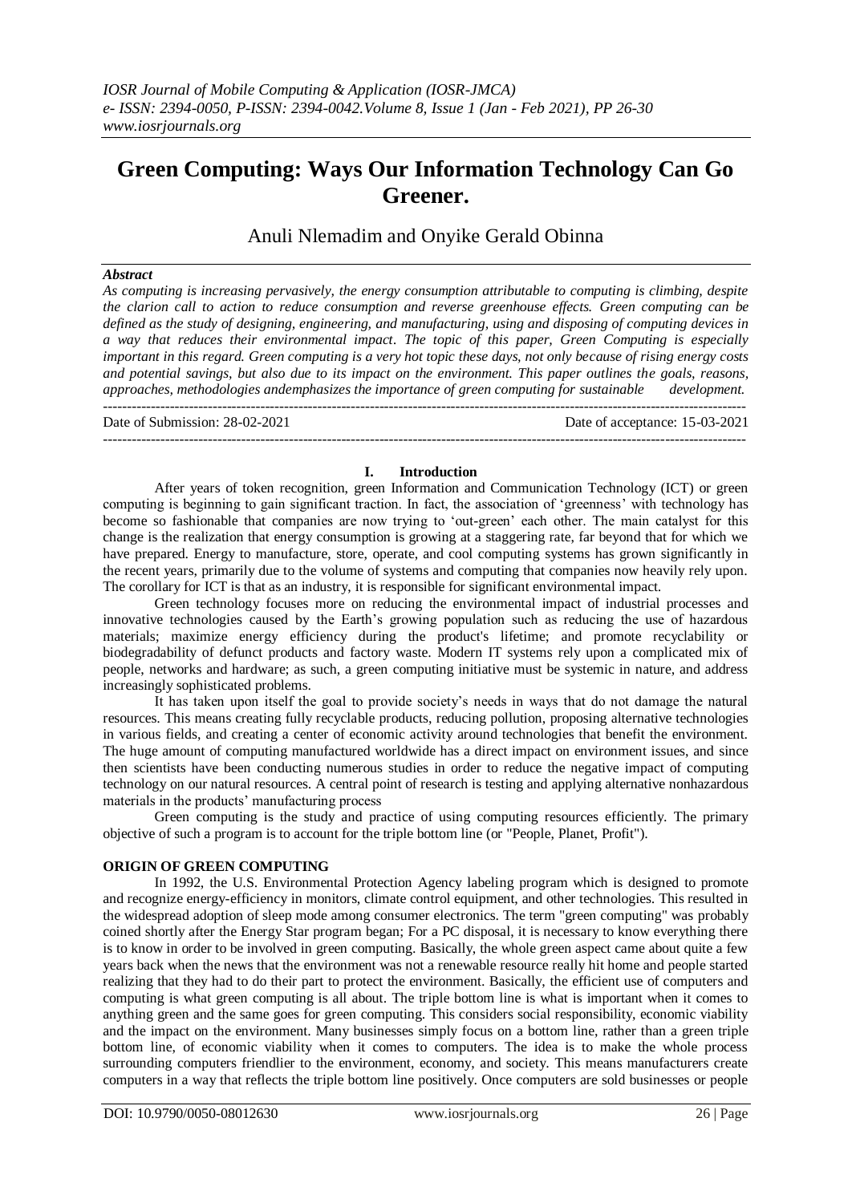# Green Computing: Ways Our Information Technology Can Go Greener.

Anuli Nlemadim and Onyike Gerald Obinna

### *Abstract*

*As computing is increasing pervasively, the energy consumption attributable to computing is climbing, despite the clarion call to action to reduce consumption and reverse greenhouse effects. Green computing can be defined as the study of designing, engineering, and manufacturing, using and disposing of computing devices in a way that reduces their environmental impact. The topic of this paper, Green Computing is especially important in this regard. Green computing is a very hot topic these days, not only because of rising energy costs and potential savings, but also due to its impact on the environment. This paper outlines the goals, reasons, approaches, methodologies andemphasizes the importance of green computing for sustainable development.*

---

Date of Submission: 28-02-2021 Date of acceptance: 15-03-2021

---

## I. Introduction

After years of token recognition, green Information and Communication Technology (ICT) or green computing is beginning to gain significant traction. In fact, the association of 'greenness' with technology has become so fashionable that companies are now trying to 'out-green' each other. The main catalyst for this change is the realization that energy consumption is growing at a staggering rate, far beyond that for which we have prepared. Energy to manufacture, store, operate, and cool computing systems has grown significantly in the recent years, primarily due to the volume of systems and computing that companies now heavily rely upon. The corollary for ICT is that as an industry, it is responsible for significant environmental impact.

Green technology focuses more on reducing the environmental impact of industrial processes and innovative technologies caused by the Earth's growing population such as reducing the use of hazardous materials; maximize energy efficiency during the product's lifetime; and promote recyclability or biodegradability of defunct products and factory waste. Modern IT systems rely upon a complicated mix of people, networks and hardware; as such, a green computing initiative must be systemic in nature, and address increasingly sophisticated problems.

It has taken upon itself the goal to provide society's needs in ways that do not damage the natural resources. This means creating fully recyclable products, reducing pollution, proposing alternative technologies in various fields, and creating a center of economic activity around technologies that benefit the environment. The huge amount of computing manufactured worldwide has a direct impact on environment issues, and since then scientists have been conducting numerous studies in order to reduce the negative impact of computing technology on our natural resources. A central point of research is testing and applying alternative nonhazardous materials in the products' manufacturing process

Green computing is the study and practice of using computing resources efficiently. The primary objective of such a program is to account for the triple bottom line (or "People, Planet, Profit").

### ORIGIN OF GREEN COMPUTING

In 1992, the U.S. Environmental Protection Agency labeling program which is designed to promote and recognize energy-efficiency in monitors, climate control equipment, and other technologies. This resulted in the widespread adoption of sleep mode among consumer electronics. The term "green computing" was probably coined shortly after the Energy Star program began; For a PC disposal, it is necessary to know everything there is to know in order to be involved in green computing. Basically, the whole green aspect came about quite a few years back when the news that the environment was not a renewable resource really hit home and people started realizing that they had to do their part to protect the environment. Basically, the efficient use of computers and computing is what green computing is all about. The triple bottom line is what is important when it comes to anything green and the same goes for green computing. This considers social responsibility, economic viability and the impact on the environment. Many businesses simply focus on a bottom line, rather than a green triple bottom line, of economic viability when it comes to computers. The idea is to make the whole process surrounding computers friendlier to the environment, economy, and society. This means manufacturers create computers in a way that reflects the triple bottom line positively. Once computers are sold businesses or people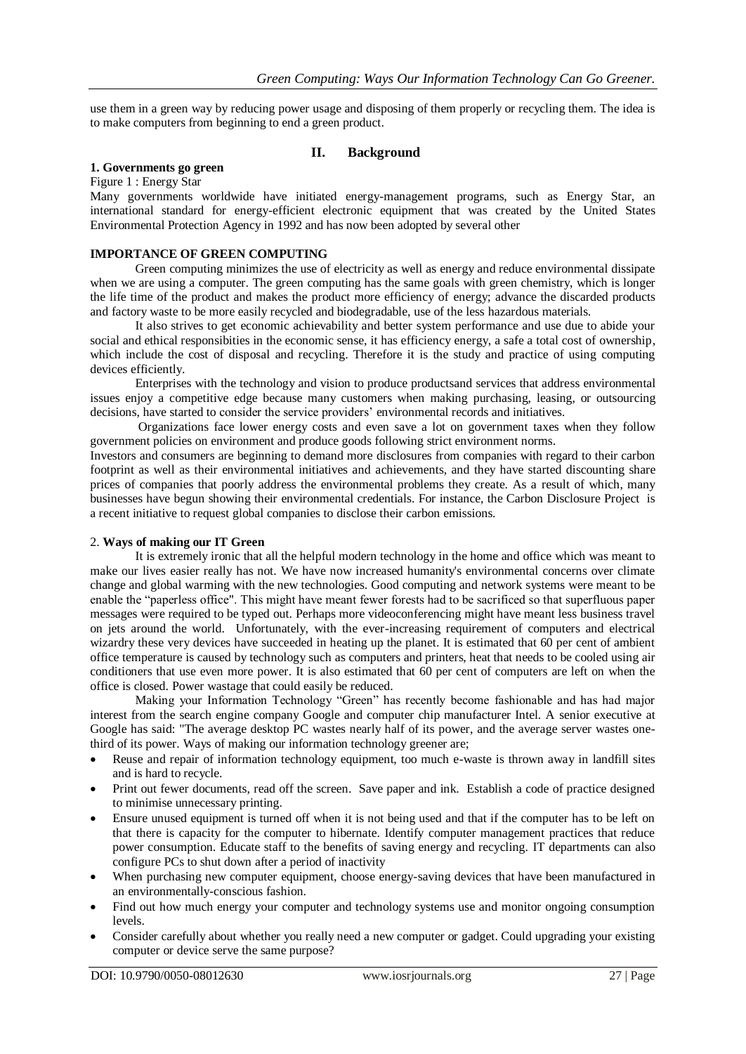use them in a green way by reducing power usage and disposing of them properly or recycling them. The idea is to make computers from beginning to end a green product.

## II. Background

**1. Governments go green**

Figure 1 : Energy Star

Many governments worldwide have initiated energy-management programs, such as Energy Star, an international standard for energy-efficient electronic equipment that was created by the United States Environmental Protection Agency in 1992 and has now been adopted by several other

**IMPORTANCE OF GREEN COMPUTING**

Green computing minimizes the use of electricity as well as energy and reduce environmental dissipate when we are using a computer. The green computing has the same goals with green chemistry, which is longer the life time of the product and makes the product more efficiency of energy; advance the discarded products and factory waste to be more easily recycled and biodegradable, use of the less hazardous materials.

It also strives to get economic achievability and better system performance and use due to abide your social and ethical responsibities in the economic sense, it has efficiency energy, a safe a total cost of ownership, which include the cost of disposal and recycling. Therefore it is the study and practice of using computing devices efficiently.

Enterprises with the technology and vision to produce productsand services that address environmental issues enjoy a competitive edge because many customers when making purchasing, leasing, or outsourcing decisions, have started to consider the service providers' environmental records and initiatives.

Organizations face lower energy costs and even save a lot on government taxes when they follow government policies on environment and produce goods following strict environment norms.

Investors and consumers are beginning to demand more disclosures from companies with regard to their carbon footprint as well as their environmental initiatives and achievements, and they have started discounting share prices of companies that poorly address the environmental problems they create. As a result of which, many businesses have begun showing their environmental credentials. For instance, the Carbon Disclosure Project is a recent initiative to request global companies to disclose their carbon emissions.

2. **Ways of making our IT Green**

It is extremely ironic that all the helpful modern technology in the home and office which was meant to make our lives easier really has not. We have now increased humanity's environmental concerns over climate change and global warming with the new technologies. Good computing and network systems were meant to be enable the "paperless office". This might have meant fewer forests had to be sacrificed so that superfluous paper messages were required to be typed out. Perhaps more videoconferencing might have meant less business travel on jets around the world. Unfortunately, with the ever-increasing requirement of computers and electrical wizardry these very devices have succeeded in heating up the planet. It is estimated that 60 per cent of ambient office temperature is caused by technology such as computers and printers, heat that needs to be cooled using air conditioners that use even more power. It is also estimated that 60 per cent of computers are left on when the office is closed. Power wastage that could easily be reduced.

Making your Information Technology "Green" has recently become fashionable and has had major interest from the search engine company Google and computer chip manufacturer Intel. A senior executive at Google has said: "The average desktop PC wastes nearly half of its power, and the average server wastes one-third of its power. Ways of making our information technology greener are;

- Reuse and repair of information technology equipment, too much e-waste is thrown away in landfill sites and is hard to recycle.
- Print out fewer documents, read off the screen. Save paper and ink. Establish a code of practice designed to minimise unnecessary printing.
- Ensure unused equipment is turned off when it is not being used and that if the computer has to be left on that there is capacity for the computer to hibernate. Identify computer management practices that reduce power consumption. Educate staff to the benefits of saving energy and recycling. IT departments can also configure PCs to shut down after a period of inactivity
- When purchasing new computer equipment, choose energy-saving devices that have been manufactured in an environmentally-conscious fashion.
- Find out how much energy your computer and technology systems use and monitor ongoing consumption levels.
- Consider carefully about whether you really need a new computer or gadget. Could upgrading your existing computer or device serve the same purpose?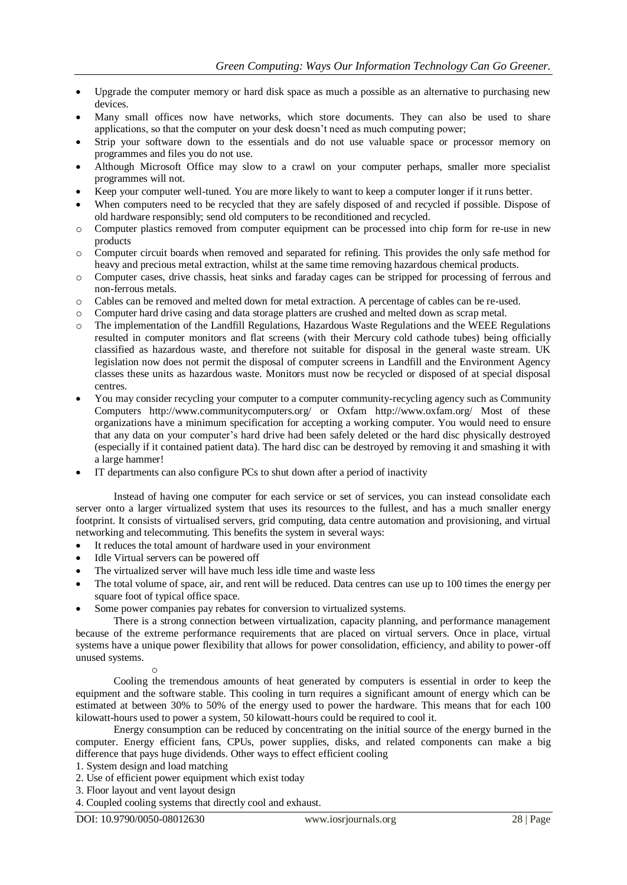- Upgrade the computer memory or hard disk space as much a possible as an alternative to purchasing new devices.
- Many small offices now have networks, which store documents. They can also be used to share applications, so that the computer on your desk doesn't need as much computing power;
- Strip your software down to the essentials and do not use valuable space or processor memory on programmes and files you do not use.
- Although Microsoft Office may slow to a crawl on your computer perhaps, smaller more specialist programmes will not.
- Keep your computer well-tuned. You are more likely to want to keep a computer longer if it runs better.
- When computers need to be recycled that they are safely disposed of and recycled if possible. Dispose of old hardware responsibly; send old computers to be reconditioned and recycled.
  - Computer plastics removed from computer equipment can be processed into chip form for re-use in new products
  - Computer circuit boards when removed and separated for refining. This provides the only safe method for heavy and precious metal extraction, whilst at the same time removing hazardous chemical products.
  - Computer cases, drive chassis, heat sinks and faraday cages can be stripped for processing of ferrous and non-ferrous metals.
  - Cables can be removed and melted down for metal extraction. A percentage of cables can be re-used.
  - Computer hard drive casing and data storage platters are crushed and melted down as scrap metal.
  - The implementation of the Landfill Regulations, Hazardous Waste Regulations and the WEEE Regulations resulted in computer monitors and flat screens (with their Mercury cold cathode tubes) being officially classified as hazardous waste, and therefore not suitable for disposal in the general waste stream. UK legislation now does not permit the disposal of computer screens in Landfill and the Environment Agency classes these units as hazardous waste. Monitors must now be recycled or disposed of at special disposal centres.
- You may consider recycling your computer to a computer community-recycling agency such as Community Computers http://www.communitycomputers.org/ or Oxfam http://www.oxfam.org/ Most of these organizations have a minimum specification for accepting a working computer. You would need to ensure that any data on your computer's hard drive had been safely deleted or the hard disc physically destroyed (especially if it contained patient data). The hard disc can be destroyed by removing it and smashing it with a large hammer!
- IT departments can also configure PCs to shut down after a period of inactivity

Instead of having one computer for each service or set of services, you can instead consolidate each server onto a larger virtualized system that uses its resources to the fullest, and has a much smaller energy footprint. It consists of virtualised servers, grid computing, data centre automation and provisioning, and virtual networking and telecommuting. This benefits the system in several ways:

- It reduces the total amount of hardware used in your environment
- Idle Virtual servers can be powered off
- The virtualized server will have much less idle time and waste less
- The total volume of space, air, and rent will be reduced. Data centres can use up to 100 times the energy per square foot of typical office space.
- Some power companies pay rebates for conversion to virtualized systems.

There is a strong connection between virtualization, capacity planning, and performance management because of the extreme performance requirements that are placed on virtual servers. Once in place, virtual systems have a unique power flexibility that allows for power consolidation, efficiency, and ability to power-off unused systems.

o

Cooling the tremendous amounts of heat generated by computers is essential in order to keep the equipment and the software stable. This cooling in turn requires a significant amount of energy which can be estimated at between 30% to 50% of the energy used to power the hardware. This means that for each 100 kilowatt-hours used to power a system, 50 kilowatt-hours could be required to cool it.

Energy consumption can be reduced by concentrating on the initial source of the energy burned in the computer. Energy efficient fans, CPUs, power supplies, disks, and related components can make a big difference that pays huge dividends. Other ways to effect efficient cooling

1. System design and load matching
2. Use of efficient power equipment which exist today
3. Floor layout and vent layout design
4. Coupled cooling systems that directly cool and exhaust.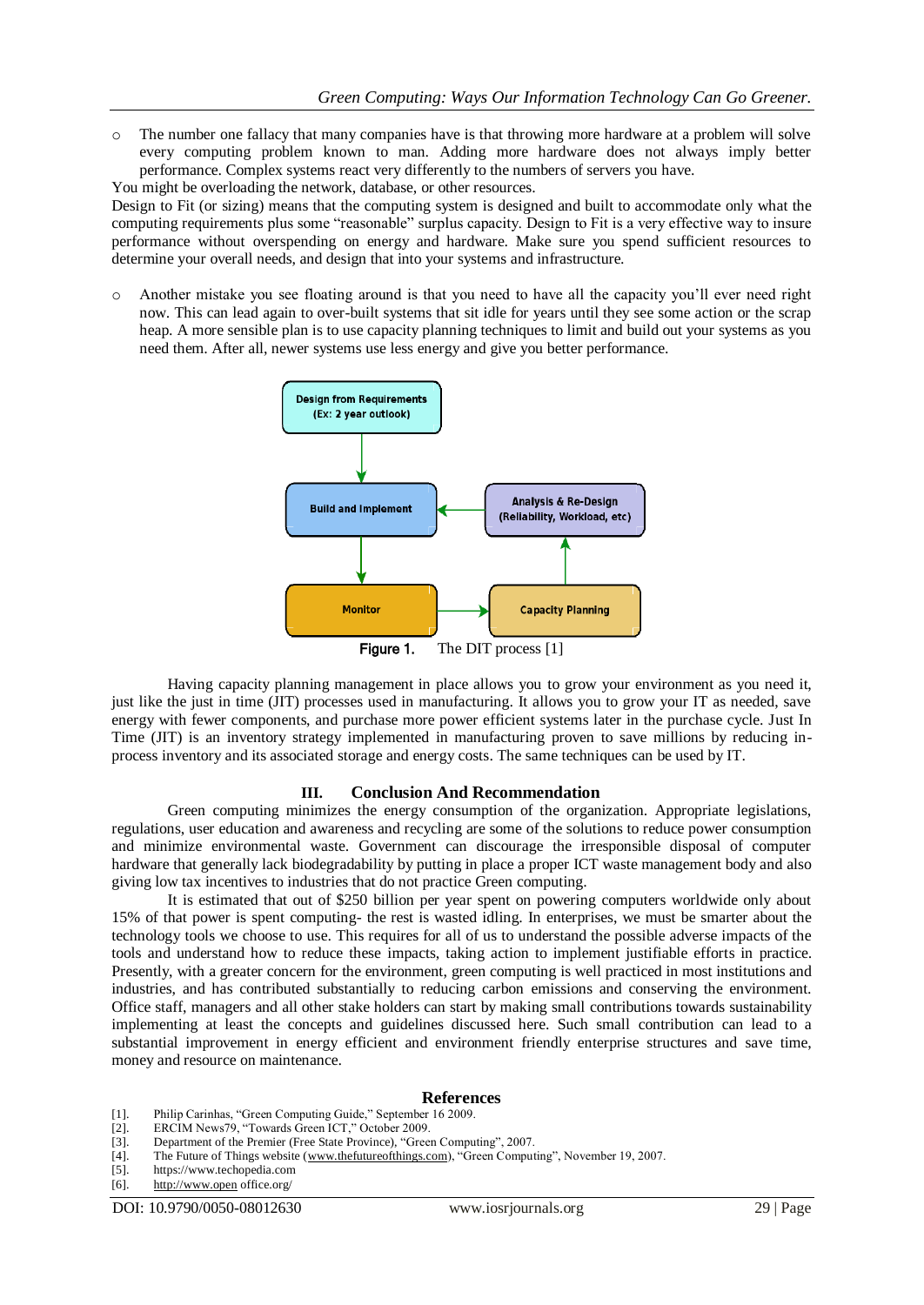- The number one fallacy that many companies have is that throwing more hardware at a problem will solve every computing problem known to man. Adding more hardware does not always imply better performance. Complex systems react very differently to the numbers of servers you have.

You might be overloading the network, database, or other resources.

Design to Fit (or sizing) means that the computing system is designed and built to accommodate only what the computing requirements plus some "reasonable" surplus capacity. Design to Fit is a very effective way to insure performance without overspending on energy and hardware. Make sure you spend sufficient resources to determine your overall needs, and design that into your systems and infrastructure.

- Another mistake you see floating around is that you need to have all the capacity you'll ever need right now. This can lead again to over-built systems that sit idle for years until they see some action or the scrap heap. A more sensible plan is to use capacity planning techniques to limit and build out your systems as you need them. After all, newer systems use less energy and give you better performance.

Design from Requirements (Ex: 2 year outlook) → Build and Implement → Monitor → Capacity Planning → Analysis & Re-Design (Reliability, Workload, etc) → Build and Implement

**Figure 1.** The DIT process [1]

Having capacity planning management in place allows you to grow your environment as you need it, just like the just in time (JIT) processes used in manufacturing. It allows you to grow your IT as needed, save energy with fewer components, and purchase more power efficient systems later in the purchase cycle. Just In Time (JIT) is an inventory strategy implemented in manufacturing proven to save millions by reducing in-process inventory and its associated storage and energy costs. The same techniques can be used by IT.

## III. Conclusion And Recommendation

Green computing minimizes the energy consumption of the organization. Appropriate legislations, regulations, user education and awareness and recycling are some of the solutions to reduce power consumption and minimize environmental waste. Government can discourage the irresponsible disposal of computer hardware that generally lack biodegradability by putting in place a proper ICT waste management body and also giving low tax incentives to industries that do not practice Green computing.

It is estimated that out of $250 billion per year spent on powering computers worldwide only about 15% of that power is spent computing- the rest is wasted idling. In enterprises, we must be smarter about the technology tools we choose to use. This requires for all of us to understand the possible adverse impacts of the tools and understand how to reduce these impacts, taking action to implement justifiable efforts in practice. Presently, with a greater concern for the environment, green computing is well practiced in most institutions and industries, and has contributed substantially to reducing carbon emissions and conserving the environment. Office staff, managers and all other stake holders can start by making small contributions towards sustainability implementing at least the concepts and guidelines discussed here. Such small contribution can lead to a substantial improvement in energy efficient and environment friendly enterprise structures and save time, money and resource on maintenance.

## References

[1]. Philip Carinhas, "Green Computing Guide," September 16 2009.
[2]. ERCIM News79, "Towards Green ICT," October 2009.
[3]. Department of the Premier (Free State Province), "Green Computing", 2007.
[4]. The Future of Things website (www.thefutureofthings.com), "Green Computing", November 19, 2007.
[5]. https://www.techopedia.com
[6]. http://www.open office.org/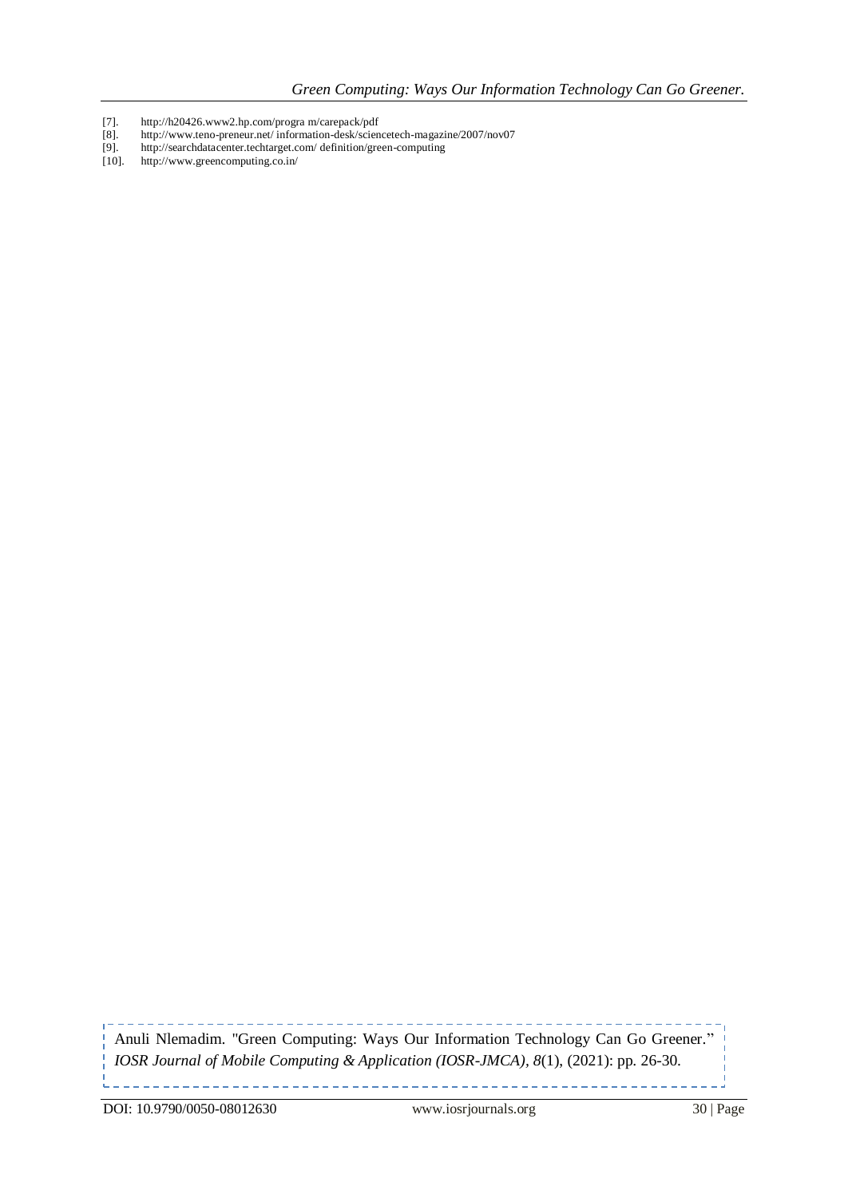[7]. http://h20426.www2.hp.com/progra m/carepack/pdf
[8]. http://www.teno-preneur.net/ information-desk/sciencetech-magazine/2007/nov07
[9]. http://searchdatacenter.techtarget.com/ definition/green-computing
[10]. http://www.greencomputing.co.in/

Anuli Nlemadim. "Green Computing: Ways Our Information Technology Can Go Greener." *IOSR Journal of Mobile Computing & Application (IOSR-JMCA)*, *8*(1), (2021): pp. 26-30.